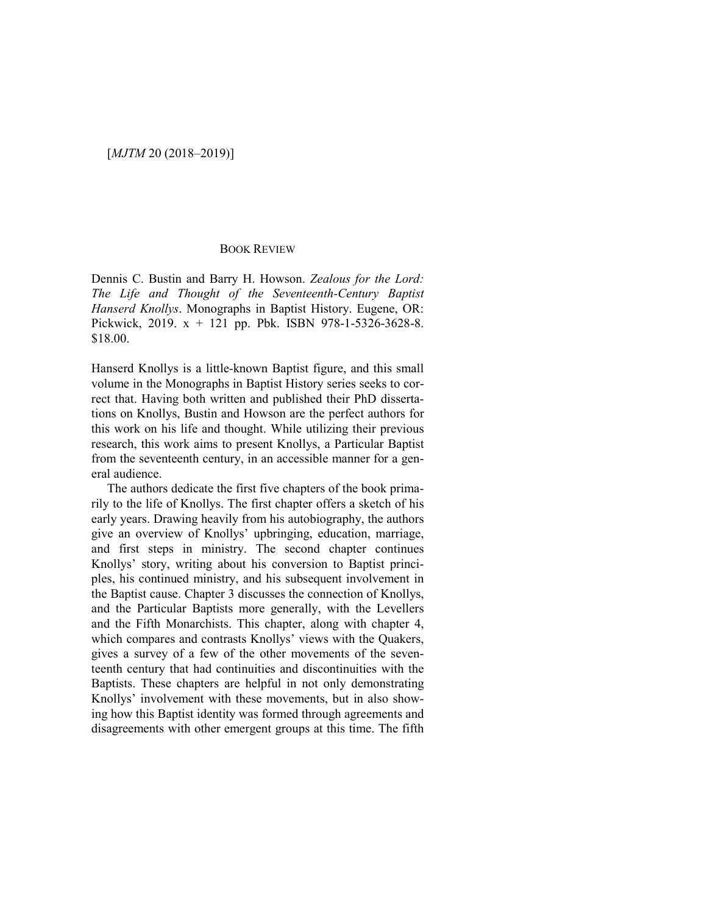## BOOK REVIEW

Dennis C. Bustin and Barry H. Howson. *Zealous for the Lord: The Life and Thought of the Seventeenth-Century Baptist Hanserd Knollys*. Monographs in Baptist History. Eugene, OR: Pickwick, 2019. x + 121 pp. Pbk. ISBN 978-1-5326-3628-8. $18.00.

Hanserd Knollys is a little-known Baptist figure, and this small volume in the Monographs in Baptist History series seeks to correct that. Having both written and published their PhD dissertations on Knollys, Bustin and Howson are the perfect authors for this work on his life and thought. While utilizing their previous research, this work aims to present Knollys, a Particular Baptist from the seventeenth century, in an accessible manner for a general audience.

The authors dedicate the first five chapters of the book primarily to the life of Knollys. The first chapter offers a sketch of his early years. Drawing heavily from his autobiography, the authors give an overview of Knollys' upbringing, education, marriage, and first steps in ministry. The second chapter continues Knollys' story, writing about his conversion to Baptist principles, his continued ministry, and his subsequent involvement in the Baptist cause. Chapter 3 discusses the connection of Knollys, and the Particular Baptists more generally, with the Levellers and the Fifth Monarchists. This chapter, along with chapter 4, which compares and contrasts Knollys' views with the Quakers, gives a survey of a few of the other movements of the seventeenth century that had continuities and discontinuities with the Baptists. These chapters are helpful in not only demonstrating Knollys' involvement with these movements, but in also showing how this Baptist identity was formed through agreements and disagreements with other emergent groups at this time. The fifth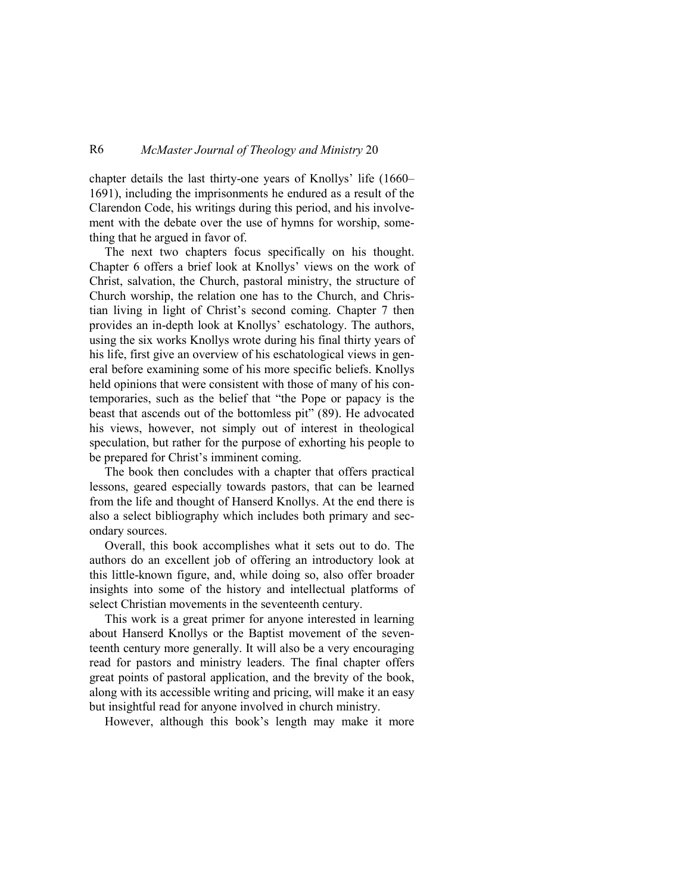chapter details the last thirty-one years of Knollys' life (1660–1691), including the imprisonments he endured as a result of the Clarendon Code, his writings during this period, and his involvement with the debate over the use of hymns for worship, something that he argued in favor of.

The next two chapters focus specifically on his thought. Chapter 6 offers a brief look at Knollys' views on the work of Christ, salvation, the Church, pastoral ministry, the structure of Church worship, the relation one has to the Church, and Christian living in light of Christ's second coming. Chapter 7 then provides an in-depth look at Knollys' eschatology. The authors, using the six works Knollys wrote during his final thirty years of his life, first give an overview of his eschatological views in general before examining some of his more specific beliefs. Knollys held opinions that were consistent with those of many of his contemporaries, such as the belief that "the Pope or papacy is the beast that ascends out of the bottomless pit" (89). He advocated his views, however, not simply out of interest in theological speculation, but rather for the purpose of exhorting his people to be prepared for Christ's imminent coming.

The book then concludes with a chapter that offers practical lessons, geared especially towards pastors, that can be learned from the life and thought of Hanserd Knollys. At the end there is also a select bibliography which includes both primary and secondary sources.

Overall, this book accomplishes what it sets out to do. The authors do an excellent job of offering an introductory look at this little-known figure, and, while doing so, also offer broader insights into some of the history and intellectual platforms of select Christian movements in the seventeenth century.

This work is a great primer for anyone interested in learning about Hanserd Knollys or the Baptist movement of the seventeenth century more generally. It will also be a very encouraging read for pastors and ministry leaders. The final chapter offers great points of pastoral application, and the brevity of the book, along with its accessible writing and pricing, will make it an easy but insightful read for anyone involved in church ministry.

However, although this book's length may make it more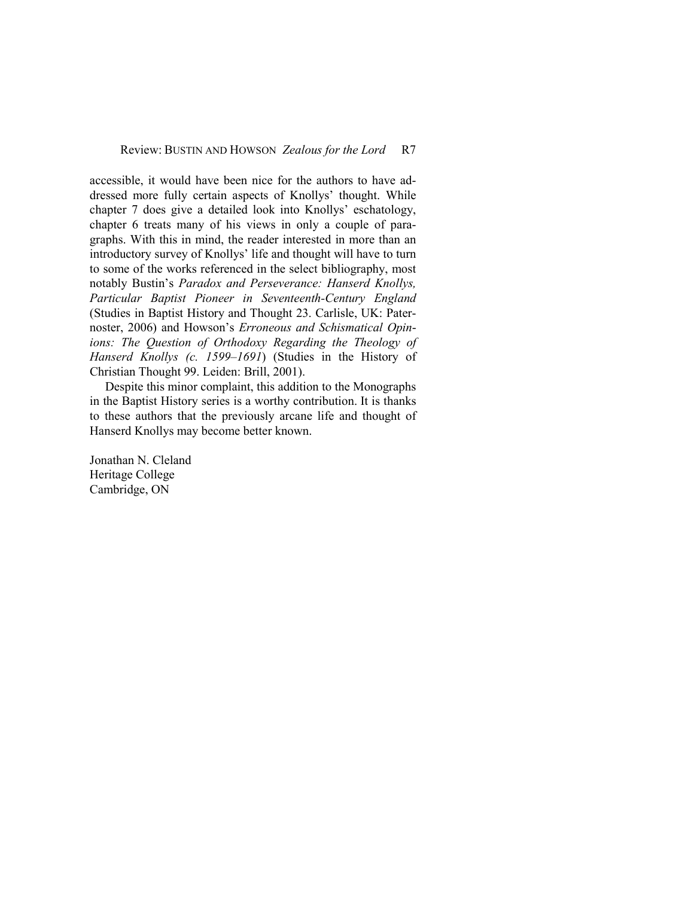accessible, it would have been nice for the authors to have addressed more fully certain aspects of Knollys' thought. While chapter 7 does give a detailed look into Knollys' eschatology, chapter 6 treats many of his views in only a couple of paragraphs. With this in mind, the reader interested in more than an introductory survey of Knollys' life and thought will have to turn to some of the works referenced in the select bibliography, most notably Bustin's *Paradox and Perseverance: Hanserd Knollys, Particular Baptist Pioneer in Seventeenth-Century England* (Studies in Baptist History and Thought 23. Carlisle, UK: Paternoster, 2006) and Howson's *Erroneous and Schismatical Opinions: The Question of Orthodoxy Regarding the Theology of Hanserd Knollys (c. 1599–1691)* (Studies in the History of Christian Thought 99. Leiden: Brill, 2001).

Despite this minor complaint, this addition to the Monographs in the Baptist History series is a worthy contribution. It is thanks to these authors that the previously arcane life and thought of Hanserd Knollys may become better known.

Jonathan N. Cleland
Heritage College
Cambridge, ON